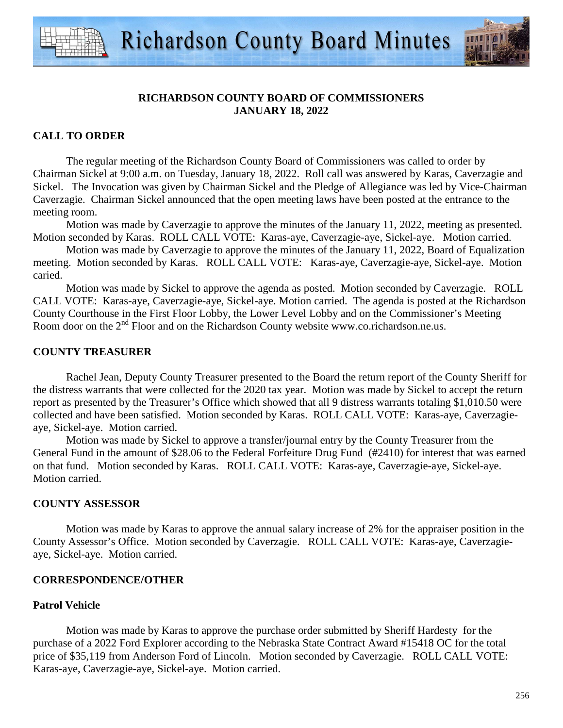# RICHARDSON COUNTY BOARD OF COMMISSIONERS
## JANUARY 18, 2022

### CALL TO ORDER

The regular meeting of the Richardson County Board of Commissioners was called to order by Chairman Sickel at 9:00 a.m. on Tuesday, January 18, 2022. Roll call was answered by Karas, Caverzagie and Sickel. The Invocation was given by Chairman Sickel and the Pledge of Allegiance was led by Vice-Chairman Caverzagie. Chairman Sickel announced that the open meeting laws have been posted at the entrance to the meeting room.

Motion was made by Caverzagie to approve the minutes of the January 11, 2022, meeting as presented. Motion seconded by Karas. ROLL CALL VOTE: Karas-aye, Caverzagie-aye, Sickel-aye. Motion carried.

Motion was made by Caverzagie to approve the minutes of the January 11, 2022, Board of Equalization meeting. Motion seconded by Karas. ROLL CALL VOTE: Karas-aye, Caverzagie-aye, Sickel-aye. Motion caried.

Motion was made by Sickel to approve the agenda as posted. Motion seconded by Caverzagie. ROLL CALL VOTE: Karas-aye, Caverzagie-aye, Sickel-aye. Motion carried. The agenda is posted at the Richardson County Courthouse in the First Floor Lobby, the Lower Level Lobby and on the Commissioner's Meeting Room door on the 2nd Floor and on the Richardson County website www.co.richardson.ne.us.

### COUNTY TREASURER

Rachel Jean, Deputy County Treasurer presented to the Board the return report of the County Sheriff for the distress warrants that were collected for the 2020 tax year. Motion was made by Sickel to accept the return report as presented by the Treasurer's Office which showed that all 9 distress warrants totaling $1,010.50 were collected and have been satisfied. Motion seconded by Karas. ROLL CALL VOTE: Karas-aye, Caverzagie-aye, Sickel-aye. Motion carried.

Motion was made by Sickel to approve a transfer/journal entry by the County Treasurer from the General Fund in the amount of $28.06 to the Federal Forfeiture Drug Fund (#2410) for interest that was earned on that fund. Motion seconded by Karas. ROLL CALL VOTE: Karas-aye, Caverzagie-aye, Sickel-aye. Motion carried.

### COUNTY ASSESSOR

Motion was made by Karas to approve the annual salary increase of 2% for the appraiser position in the County Assessor's Office. Motion seconded by Caverzagie. ROLL CALL VOTE: Karas-aye, Caverzagie-aye, Sickel-aye. Motion carried.

### CORRESPONDENCE/OTHER

#### Patrol Vehicle

Motion was made by Karas to approve the purchase order submitted by Sheriff Hardesty for the purchase of a 2022 Ford Explorer according to the Nebraska State Contract Award #15418 OC for the total price of $35,119 from Anderson Ford of Lincoln. Motion seconded by Caverzagie. ROLL CALL VOTE: Karas-aye, Caverzagie-aye, Sickel-aye. Motion carried.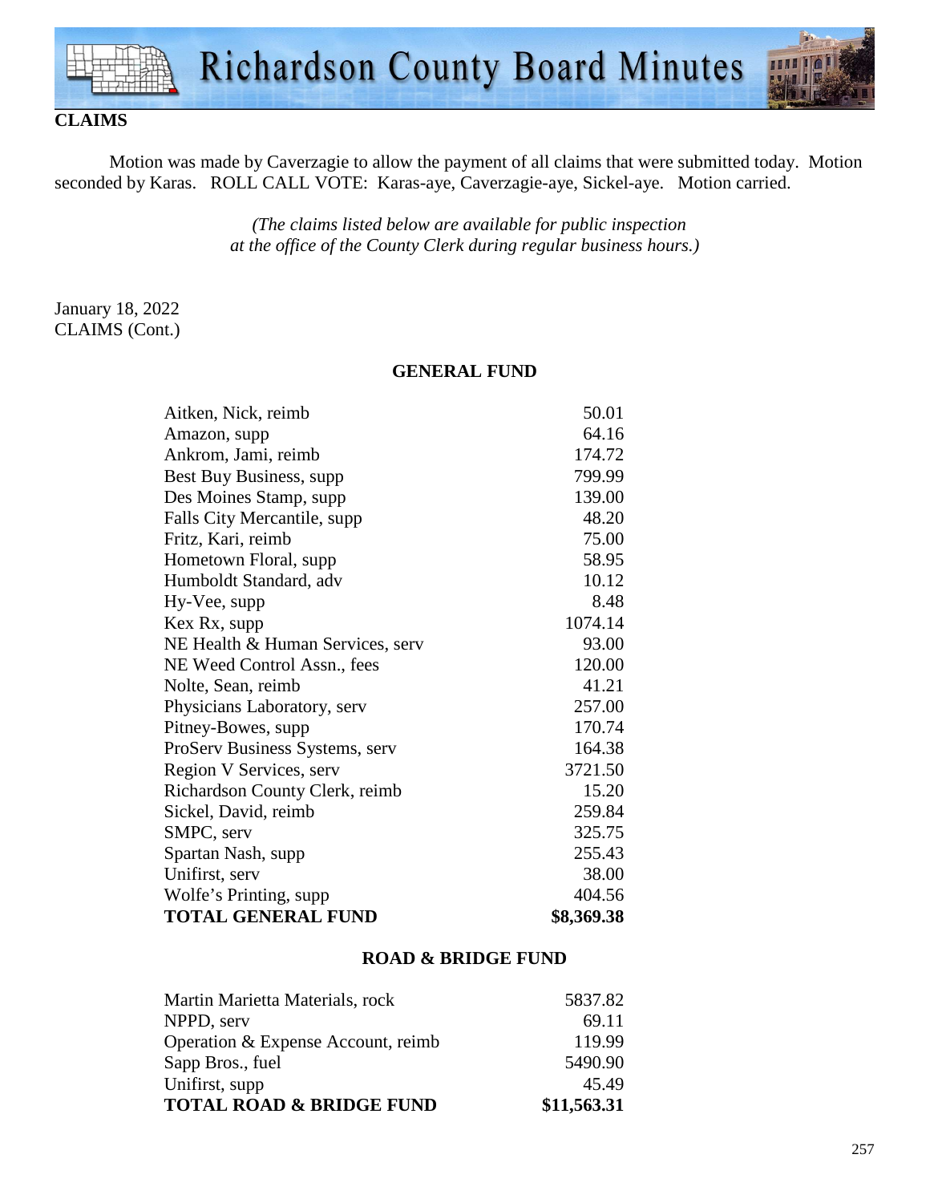## CLAIMS

Motion was made by Caverzagie to allow the payment of all claims that were submitted today. Motion seconded by Karas. ROLL CALL VOTE: Karas-aye, Caverzagie-aye, Sickel-aye. Motion carried.

*(The claims listed below are available for public inspection at the office of the County Clerk during regular business hours.)*

January 18, 2022
CLAIMS (Cont.)

### GENERAL FUND

| | |
|---|---|
| Aitken, Nick, reimb | 50.01 |
| Amazon, supp | 64.16 |
| Ankrom, Jami, reimb | 174.72 |
| Best Buy Business, supp | 799.99 |
| Des Moines Stamp, supp | 139.00 |
| Falls City Mercantile, supp | 48.20 |
| Fritz, Kari, reimb | 75.00 |
| Hometown Floral, supp | 58.95 |
| Humboldt Standard, adv | 10.12 |
| Hy-Vee, supp | 8.48 |
| Kex Rx, supp | 1074.14 |
| NE Health & Human Services, serv | 93.00 |
| NE Weed Control Assn., fees | 120.00 |
| Nolte, Sean, reimb | 41.21 |
| Physicians Laboratory, serv | 257.00 |
| Pitney-Bowes, supp | 170.74 |
| ProServ Business Systems, serv | 164.38 |
| Region V Services, serv | 3721.50 |
| Richardson County Clerk, reimb | 15.20 |
| Sickel, David, reimb | 259.84 |
| SMPC, serv | 325.75 |
| Spartan Nash, supp | 255.43 |
| Unifirst, serv | 38.00 |
| Wolfe's Printing, supp | 404.56 |
| **TOTAL GENERAL FUND** | **$8,369.38** |

### ROAD & BRIDGE FUND

| | |
|---|---|
| Martin Marietta Materials, rock | 5837.82 |
| NPPD, serv | 69.11 |
| Operation & Expense Account, reimb | 119.99 |
| Sapp Bros., fuel | 5490.90 |
| Unifirst, supp | 45.49 |
| **TOTAL ROAD & BRIDGE FUND** | **$11,563.31** |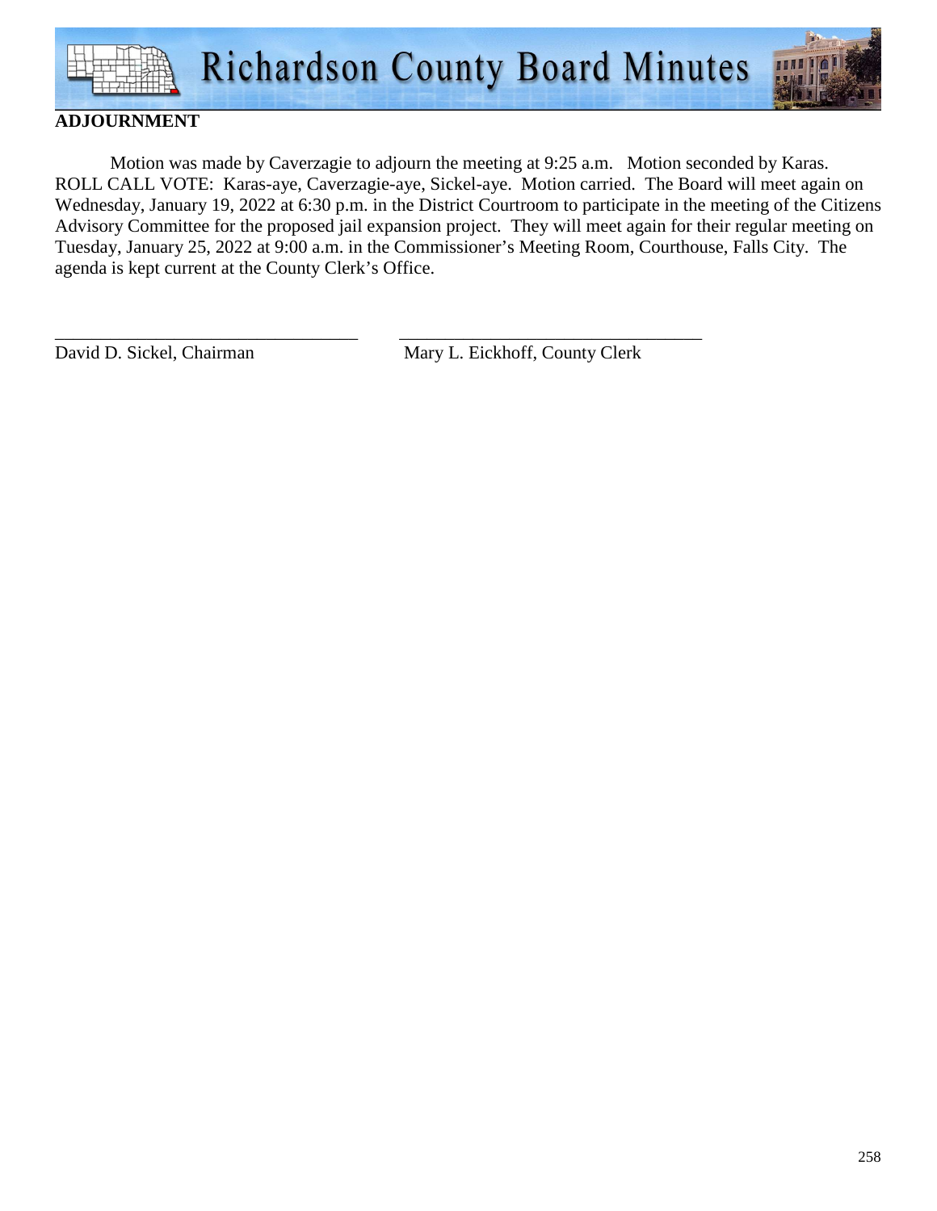**ADJOURNMENT**

Motion was made by Caverzagie to adjourn the meeting at 9:25 a.m. Motion seconded by Karas. ROLL CALL VOTE: Karas-aye, Caverzagie-aye, Sickel-aye. Motion carried. The Board will meet again on Wednesday, January 19, 2022 at 6:30 p.m. in the District Courtroom to participate in the meeting of the Citizens Advisory Committee for the proposed jail expansion project. They will meet again for their regular meeting on Tuesday, January 25, 2022 at 9:00 a.m. in the Commissioner's Meeting Room, Courthouse, Falls City. The agenda is kept current at the County Clerk's Office.

\_\_\_\_\_\_\_\_\_\_\_\_\_\_\_\_\_\_\_\_\_\_\_\_\_\_\_\_\_\_\_\_ \_\_\_\_\_\_\_\_\_\_\_\_\_\_\_\_\_\_\_\_\_\_\_\_\_\_\_\_\_\_\_\_

David D. Sickel, Chairman Mary L. Eickhoff, County Clerk